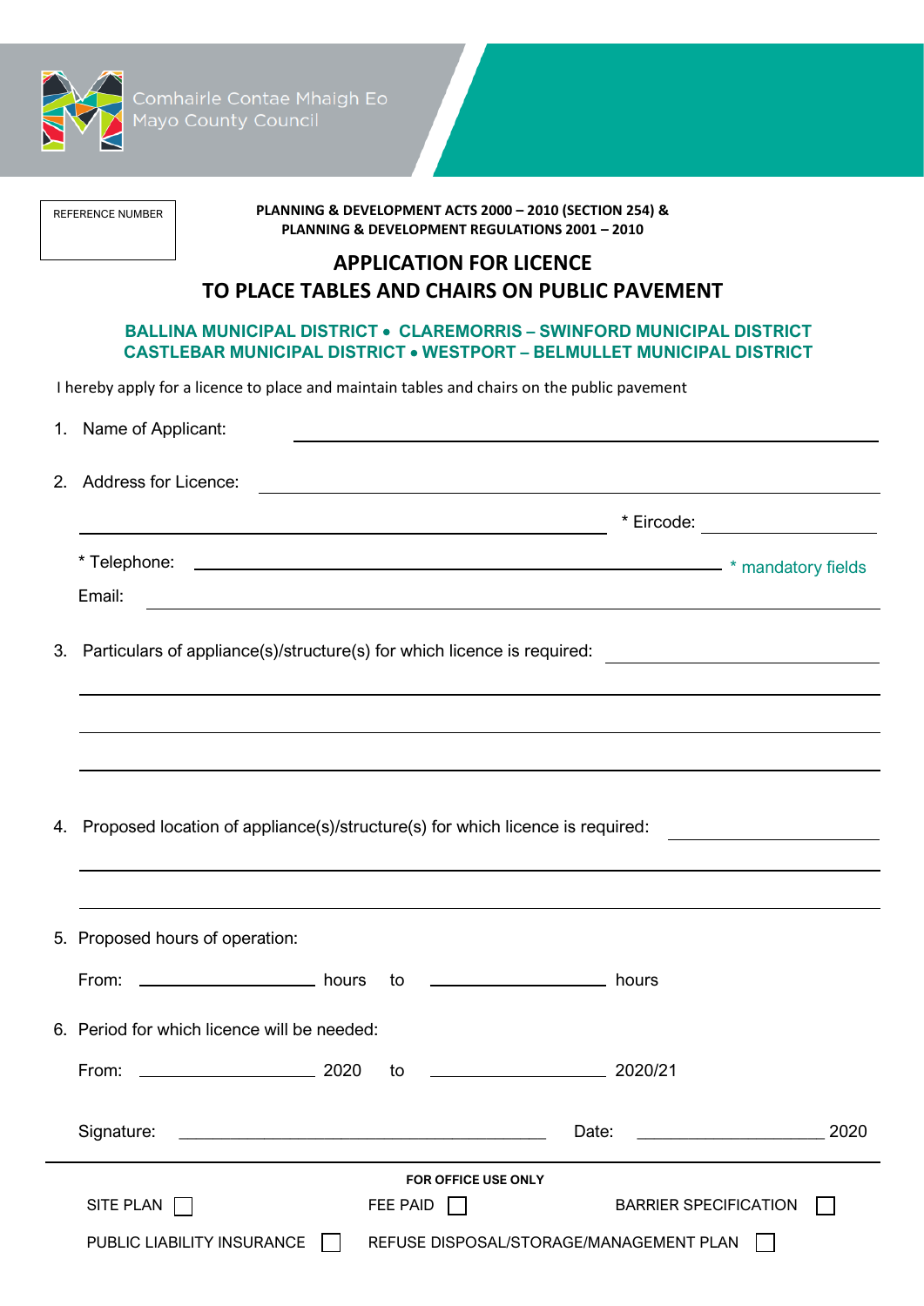Comhairle Contae Mhaigh Eo
Mayo County Council

REFERENCE NUMBER

**PLANNING & DEVELOPMENT ACTS 2000 – 2010 (SECTION 254) &**
**PLANNING & DEVELOPMENT REGULATIONS 2001 – 2010**

# APPLICATION FOR LICENCE
# TO PLACE TABLES AND CHAIRS ON PUBLIC PAVEMENT

**BALLINA MUNICIPAL DISTRICT • CLAREMORRIS – SWINFORD MUNICIPAL DISTRICT**
**CASTLEBAR MUNICIPAL DISTRICT • WESTPORT – BELMULLET MUNICIPAL DISTRICT**

I hereby apply for a licence to place and maintain tables and chairs on the public pavement

1. Name of Applicant: ______________________________

2. Address for Licence: ______________________________

   ______________________________ * Eircode: ______________

   * Telephone: ______________________________ * mandatory fields

   Email: ______________________________

3. Particulars of appliance(s)/structure(s) for which licence is required: ______________

   ______________________________

   ______________________________

   ______________________________

4. Proposed location of appliance(s)/structure(s) for which licence is required: ______________

   ______________________________

   ______________________________

5. Proposed hours of operation:

   From: ______________ hours to ______________ hours

6. Period for which licence will be needed:

   From: ______________ 2020 to ______________ 2020/21

Signature: ______________________________ Date: ______________ 2020

**FOR OFFICE USE ONLY**

SITE PLAN ☐ FEE PAID ☐ BARRIER SPECIFICATION ☐

PUBLIC LIABILITY INSURANCE ☐ REFUSE DISPOSAL/STORAGE/MANAGEMENT PLAN ☐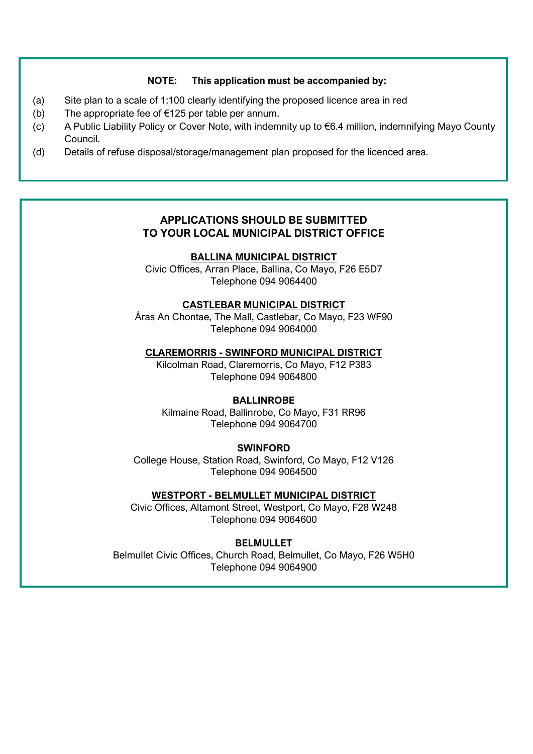**NOTE: This application must be accompanied by:**

(a) Site plan to a scale of 1:100 clearly identifying the proposed licence area in red

(b) The appropriate fee of €125 per table per annum.

(c) A Public Liability Policy or Cover Note, with indemnity up to €6.4 million, indemnifying Mayo County Council.

(d) Details of refuse disposal/storage/management plan proposed for the licenced area.

## APPLICATIONS SHOULD BE SUBMITTED TO YOUR LOCAL MUNICIPAL DISTRICT OFFICE

**BALLINA MUNICIPAL DISTRICT**
Civic Offices, Arran Place, Ballina, Co Mayo, F26 E5D7
Telephone 094 9064400

**CASTLEBAR MUNICIPAL DISTRICT**
Áras An Chontae, The Mall, Castlebar, Co Mayo, F23 WF90
Telephone 094 9064000

**CLAREMORRIS - SWINFORD MUNICIPAL DISTRICT**
Kilcolman Road, Claremorris, Co Mayo, F12 P383
Telephone 094 9064800

**BALLINROBE**
Kilmaine Road, Ballinrobe, Co Mayo, F31 RR96
Telephone 094 9064700

**SWINFORD**
College House, Station Road, Swinford, Co Mayo, F12 V126
Telephone 094 9064500

**WESTPORT - BELMULLET MUNICIPAL DISTRICT**
Civic Offices, Altamont Street, Westport, Co Mayo, F28 W248
Telephone 094 9064600

**BELMULLET**
Belmullet Civic Offices, Church Road, Belmullet, Co Mayo, F26 W5H0
Telephone 094 9064900